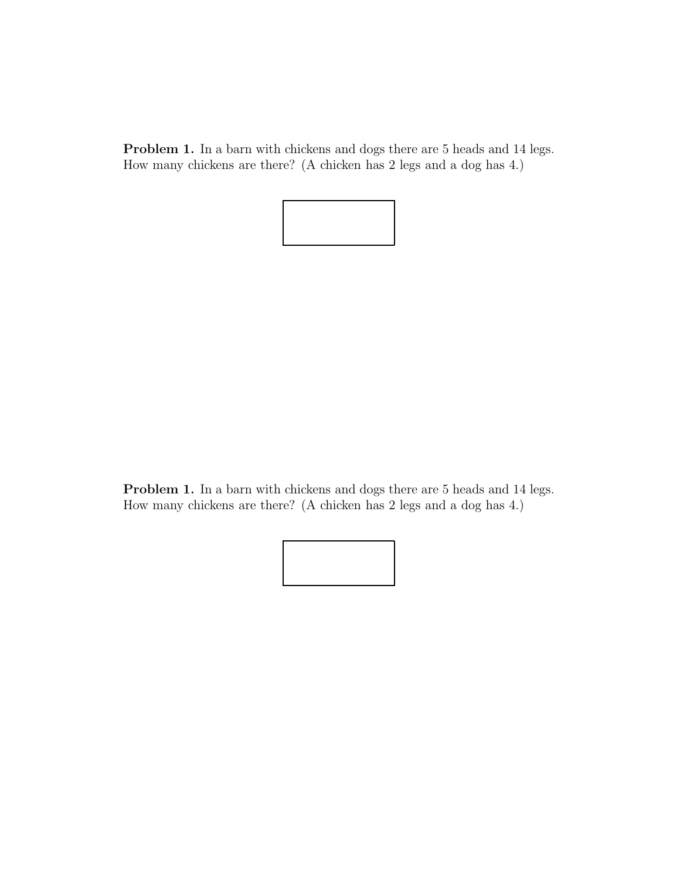**Problem 1.** In a barn with chickens and dogs there are 5 heads and 14 legs. How many chickens are there? (A chicken has 2 legs and a dog has 4.)

**Problem 1.** In a barn with chickens and dogs there are 5 heads and 14 legs. How many chickens are there? (A chicken has 2 legs and a dog has 4.)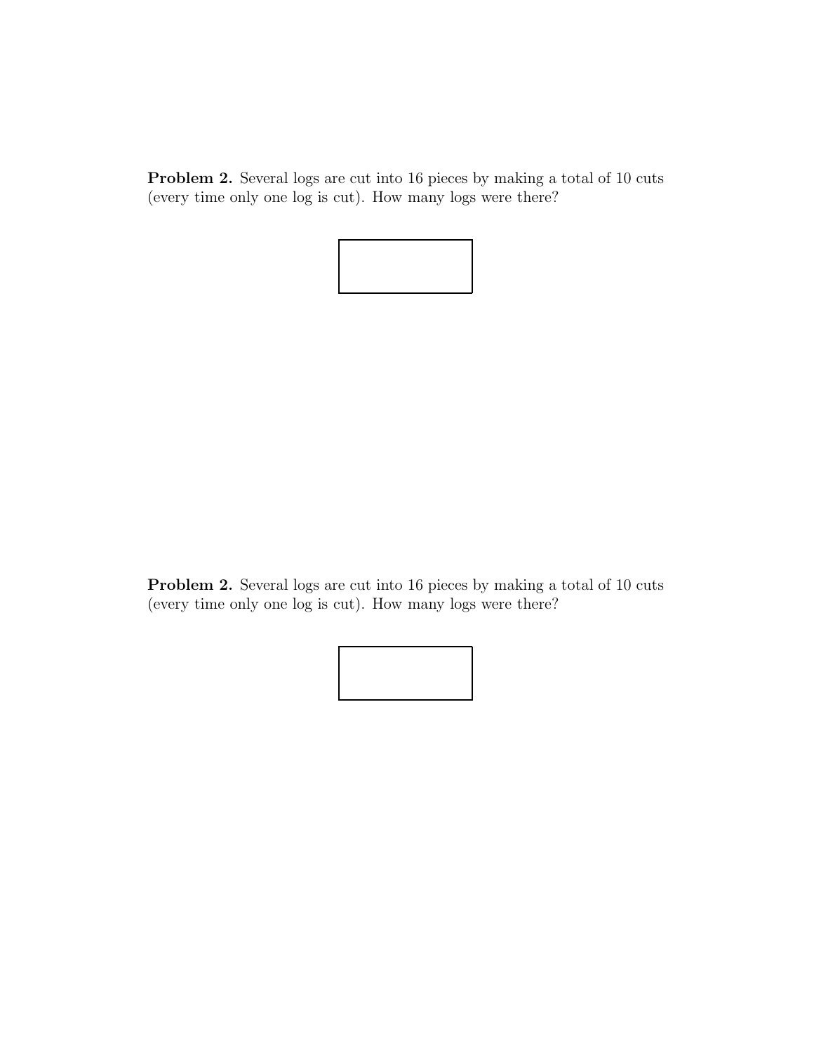**Problem 2.** Several logs are cut into 16 pieces by making a total of 10 cuts (every time only one log is cut). How many logs were there?

**Problem 2.** Several logs are cut into 16 pieces by making a total of 10 cuts (every time only one log is cut). How many logs were there?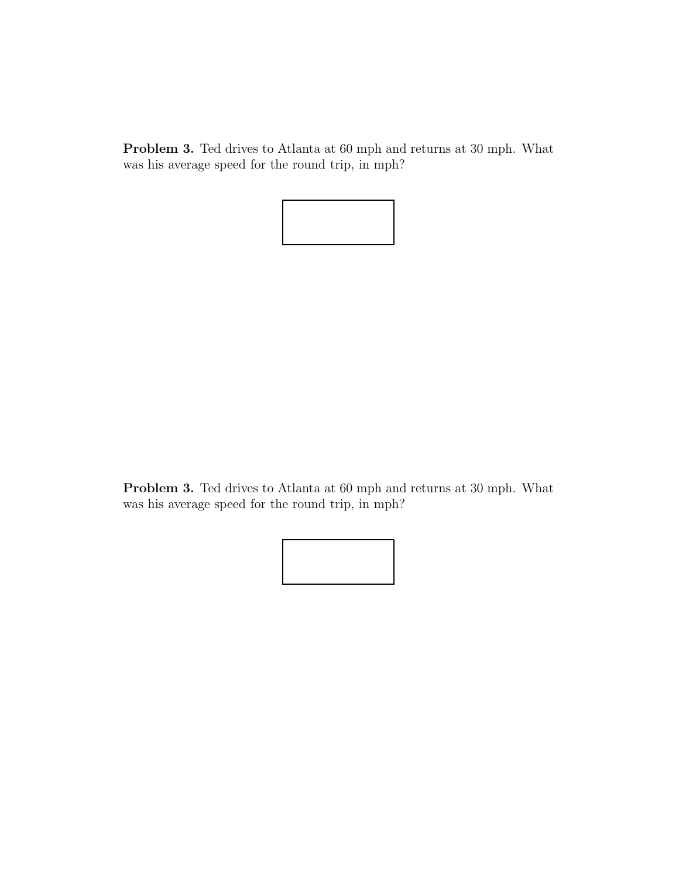**Problem 3.** Ted drives to Atlanta at 60 mph and returns at 30 mph. What was his average speed for the round trip, in mph?

**Problem 3.** Ted drives to Atlanta at 60 mph and returns at 30 mph. What was his average speed for the round trip, in mph?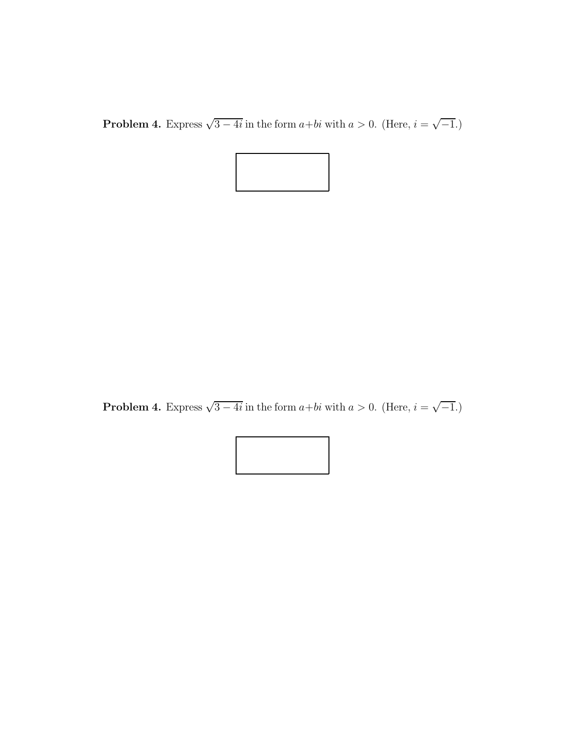**Problem 4.** Express $\sqrt{3-4i}$ in the form $a+bi$ with $a>0$. (Here, $i=\sqrt{-1}$.)

**Problem 4.** Express $\sqrt{3-4i}$ in the form $a+bi$ with $a>0$. (Here, $i=\sqrt{-1}$.)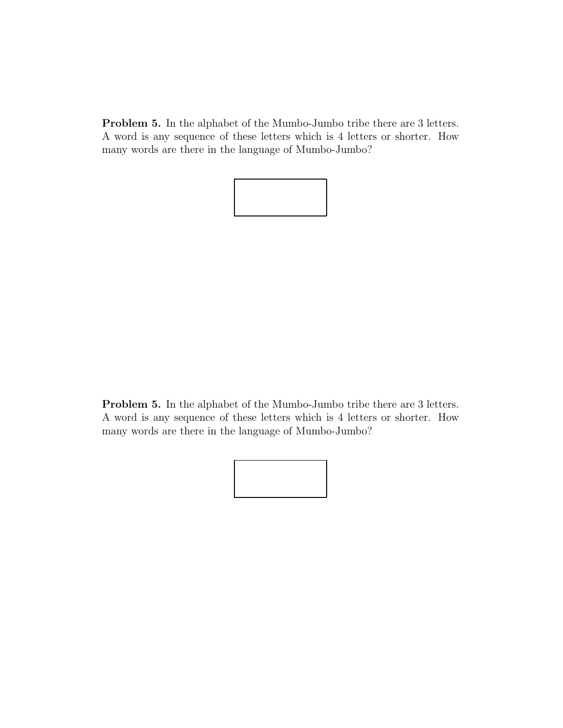**Problem 5.** In the alphabet of the Mumbo-Jumbo tribe there are 3 letters. A word is any sequence of these letters which is 4 letters or shorter. How many words are there in the language of Mumbo-Jumbo?

**Problem 5.** In the alphabet of the Mumbo-Jumbo tribe there are 3 letters. A word is any sequence of these letters which is 4 letters or shorter. How many words are there in the language of Mumbo-Jumbo?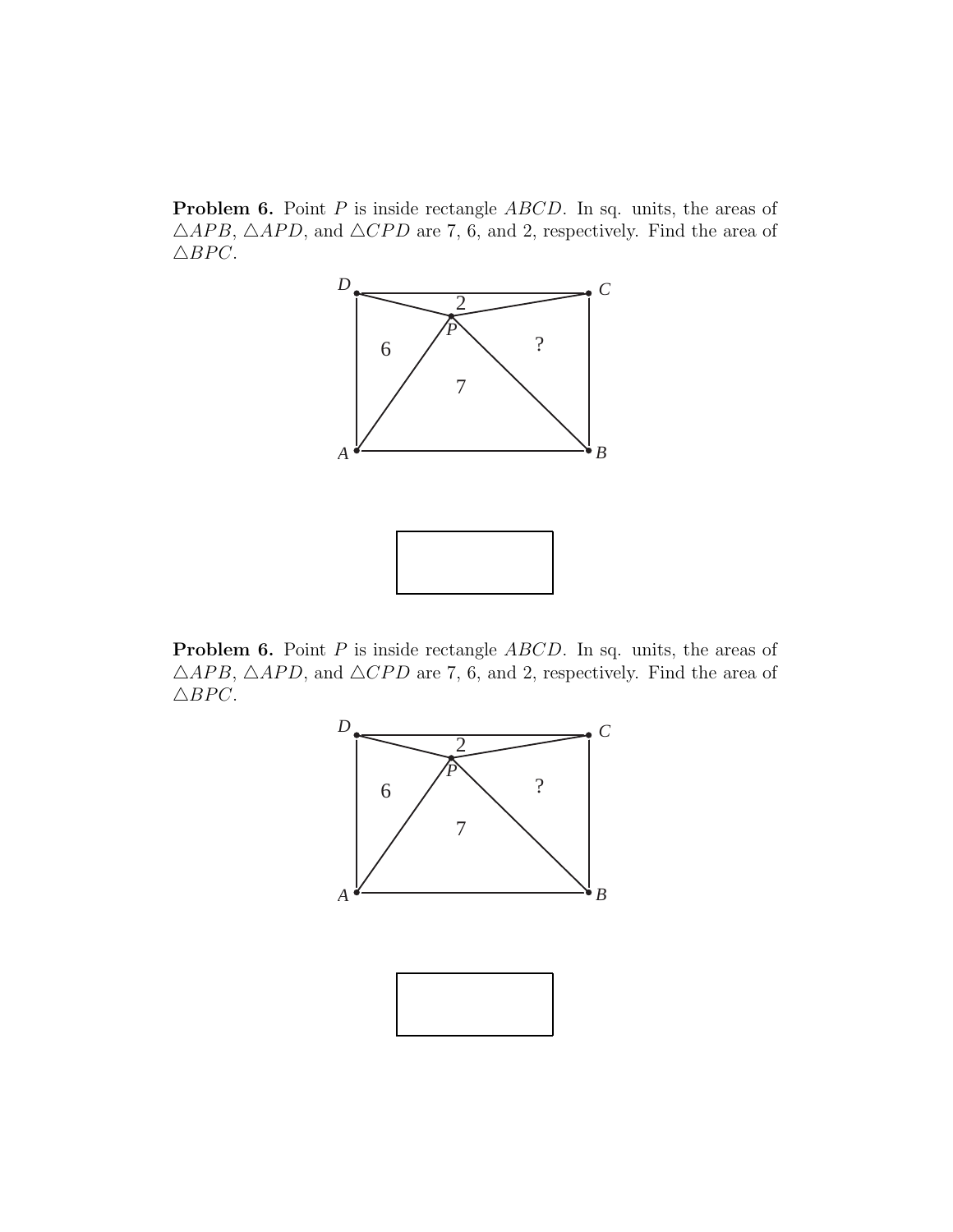**Problem 6.** Point $P$ is inside rectangle $ABCD$. In sq. units, the areas of $\triangle APB$, $\triangle APD$, and $\triangle CPD$ are 7, 6, and 2, respectively. Find the area of $\triangle BPC$.

**Problem 6.** Point $P$ is inside rectangle $ABCD$. In sq. units, the areas of $\triangle APB$, $\triangle APD$, and $\triangle CPD$ are 7, 6, and 2, respectively. Find the area of $\triangle BPC$.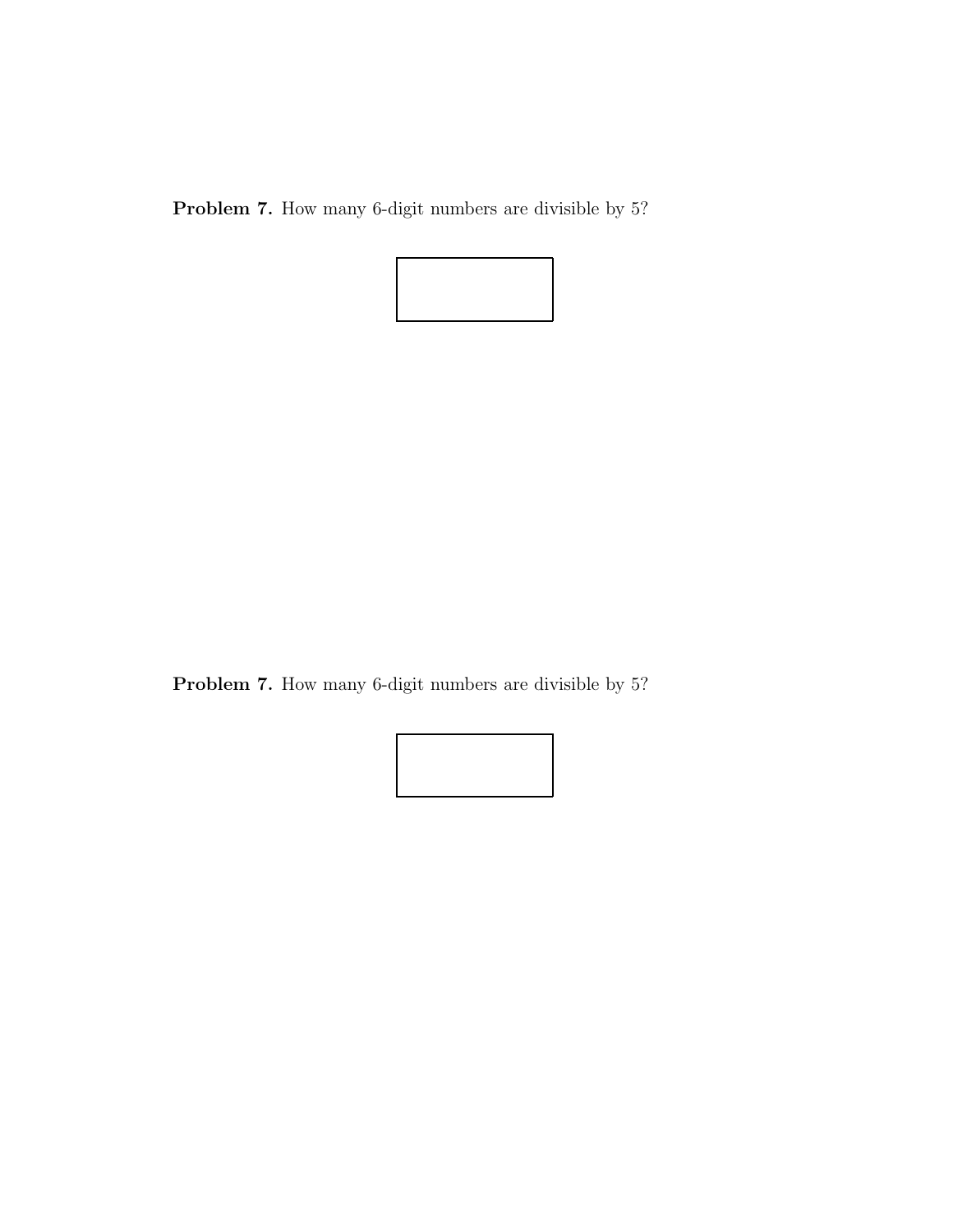**Problem 7.** How many 6-digit numbers are divisible by 5?

**Problem 7.** How many 6-digit numbers are divisible by 5?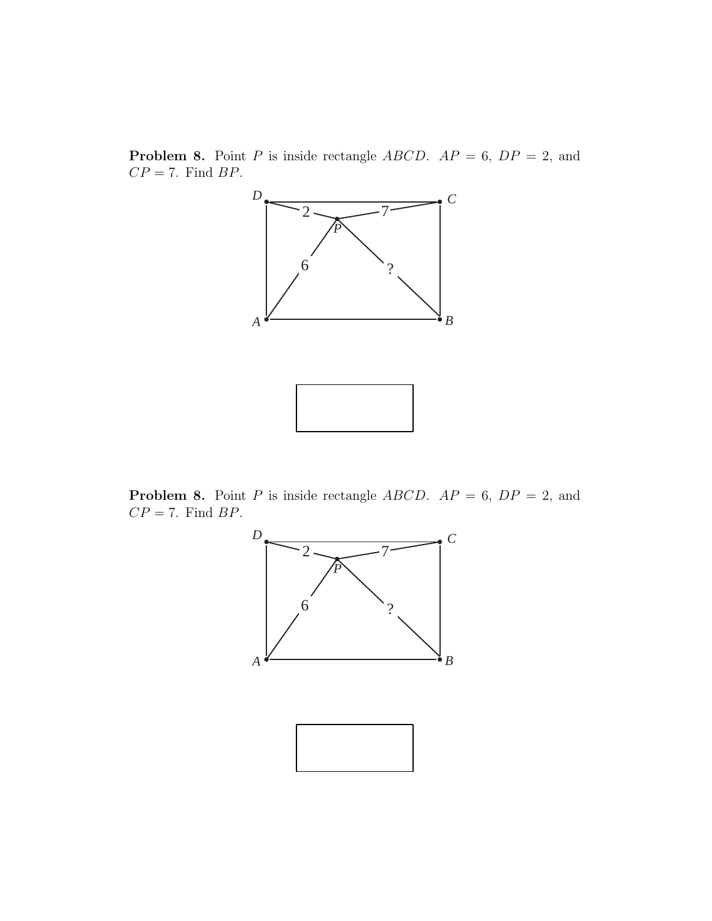**Problem 8.** Point $P$ is inside rectangle $ABCD$. $AP = 6$, $DP = 2$, and $CP = 7$. Find $BP$.

**Problem 8.** Point $P$ is inside rectangle $ABCD$. $AP = 6$, $DP = 2$, and $CP = 7$. Find $BP$.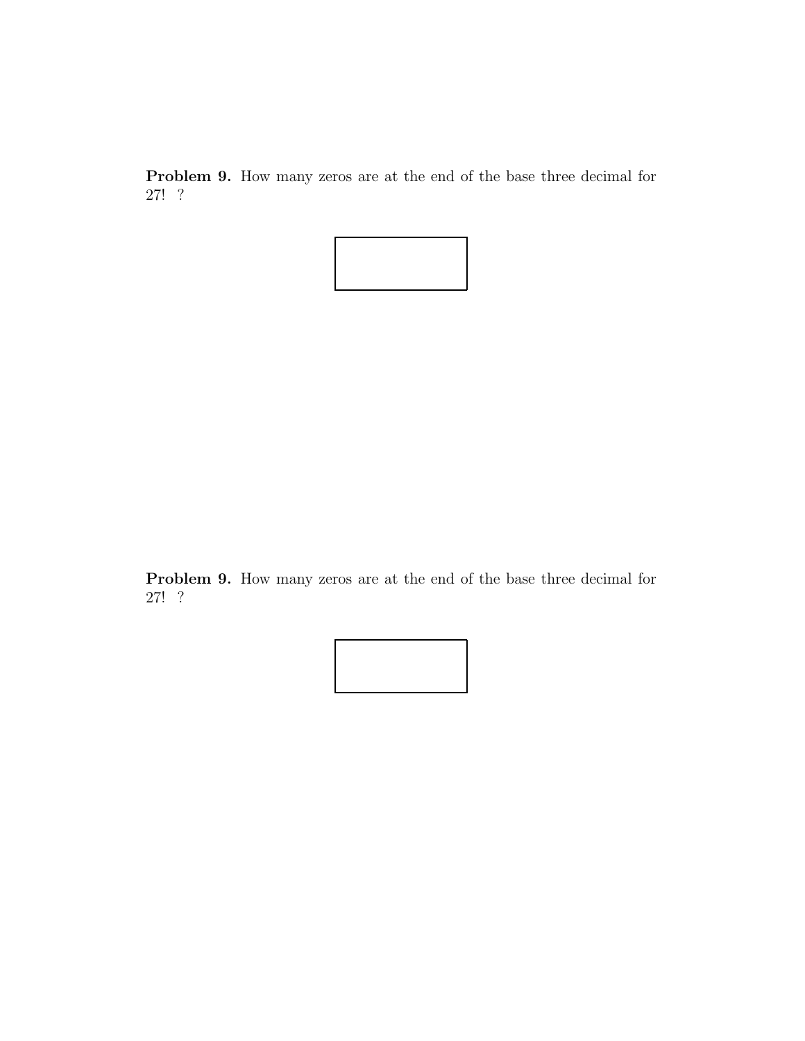**Problem 9.** How many zeros are at the end of the base three decimal for $27!$ ?

**Problem 9.** How many zeros are at the end of the base three decimal for $27!$ ?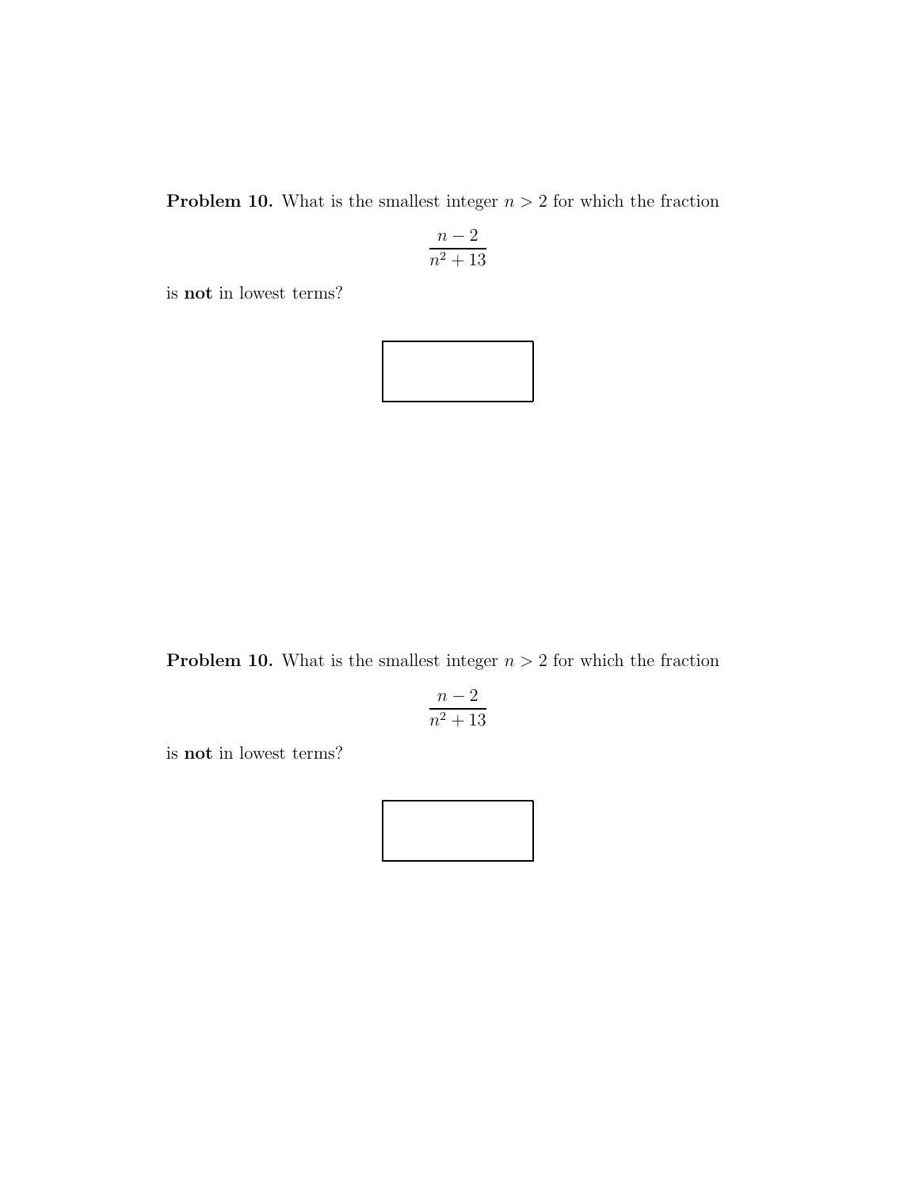**Problem 10.** What is the smallest integer $n > 2$ for which the fraction

$$\frac{n-2}{n^2+13}$$

is **not** in lowest terms?

**Problem 10.** What is the smallest integer $n > 2$ for which the fraction

$$\frac{n-2}{n^2+13}$$

is **not** in lowest terms?